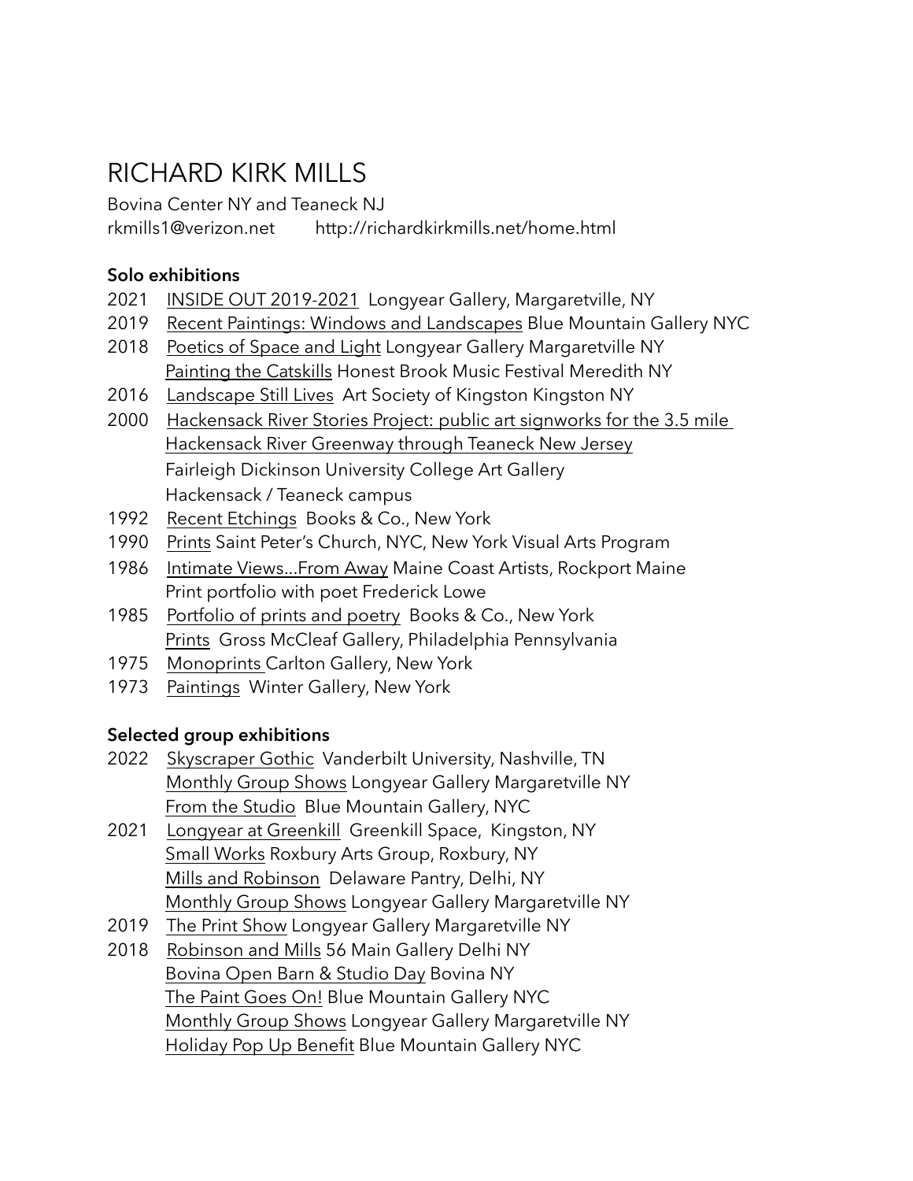# RICHARD KIRK MILLS

Bovina Center NY and Teaneck NJ
rkmills1@verizon.net        http://richardkirkmills.net/home.html

**Solo exhibitions**

2021 INSIDE OUT 2019-2021 Longyear Gallery, Margaretville, NY
2019 Recent Paintings: Windows and Landscapes Blue Mountain Gallery NYC
2018 Poetics of Space and Light Longyear Gallery Margaretville NY
Painting the Catskills Honest Brook Music Festival Meredith NY
2016 Landscape Still Lives Art Society of Kingston Kingston NY
2000 Hackensack River Stories Project: public art signworks for the 3.5 mile Hackensack River Greenway through Teaneck New Jersey
Fairleigh Dickinson University College Art Gallery
Hackensack / Teaneck campus
1992 Recent Etchings Books & Co., New York
1990 Prints Saint Peter's Church, NYC, New York Visual Arts Program
1986 Intimate Views...From Away Maine Coast Artists, Rockport Maine
Print portfolio with poet Frederick Lowe
1985 Portfolio of prints and poetry Books & Co., New York
Prints Gross McCleaf Gallery, Philadelphia Pennsylvania
1975 Monoprints Carlton Gallery, New York
1973 Paintings Winter Gallery, New York

**Selected group exhibitions**

2022 Skyscraper Gothic Vanderbilt University, Nashville, TN
Monthly Group Shows Longyear Gallery Margaretville NY
From the Studio Blue Mountain Gallery, NYC
2021 Longyear at Greenkill Greenkill Space, Kingston, NY
Small Works Roxbury Arts Group, Roxbury, NY
Mills and Robinson Delaware Pantry, Delhi, NY
Monthly Group Shows Longyear Gallery Margaretville NY
2019 The Print Show Longyear Gallery Margaretville NY
2018 Robinson and Mills 56 Main Gallery Delhi NY
Bovina Open Barn & Studio Day Bovina NY
The Paint Goes On! Blue Mountain Gallery NYC
Monthly Group Shows Longyear Gallery Margaretville NY
Holiday Pop Up Benefit Blue Mountain Gallery NYC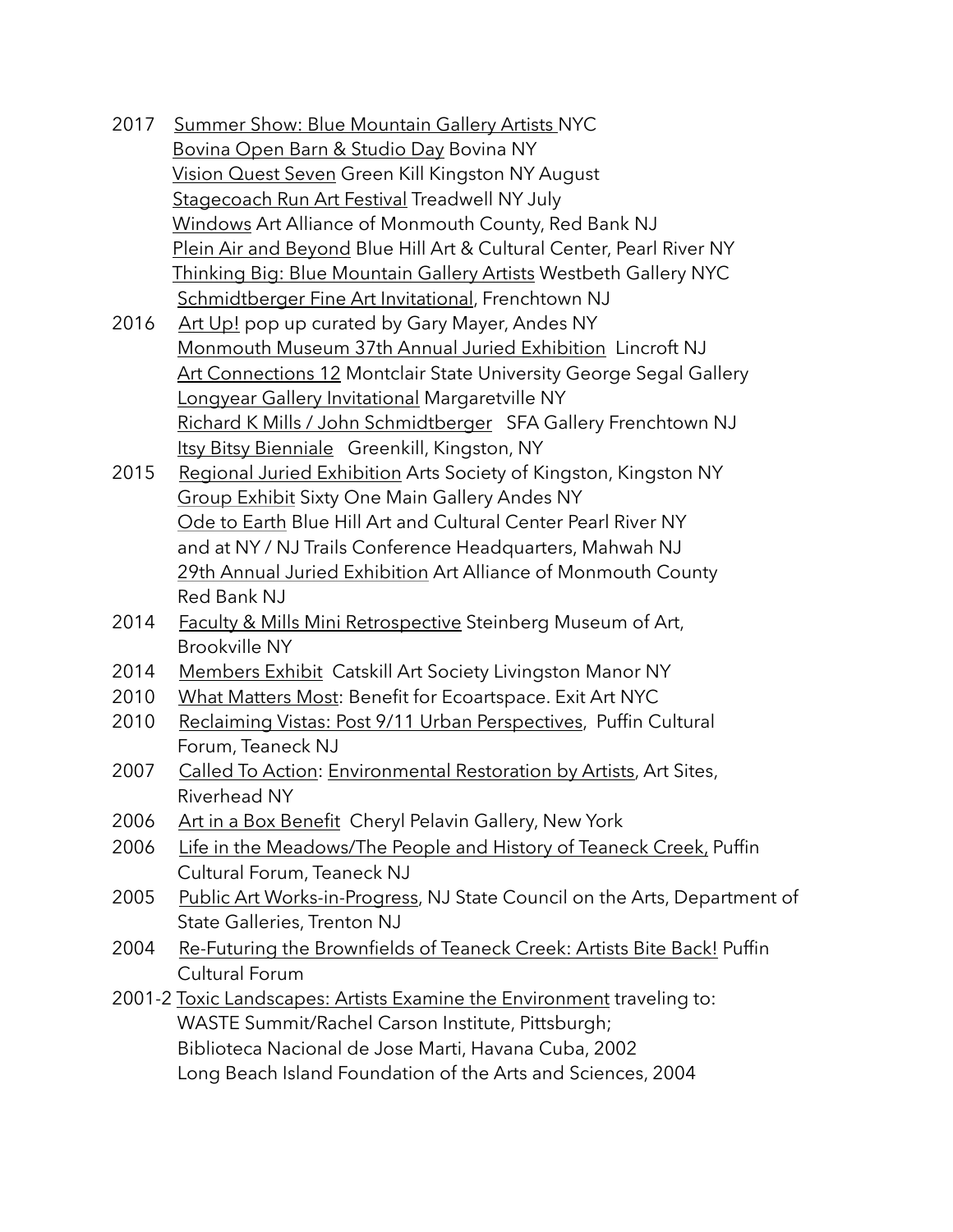2017 Summer Show: Blue Mountain Gallery Artists NYC
Bovina Open Barn & Studio Day Bovina NY
Vision Quest Seven Green Kill Kingston NY August
Stagecoach Run Art Festival Treadwell NY July
Windows Art Alliance of Monmouth County, Red Bank NJ
Plein Air and Beyond Blue Hill Art & Cultural Center, Pearl River NY
Thinking Big: Blue Mountain Gallery Artists Westbeth Gallery NYC
Schmidtberger Fine Art Invitational, Frenchtown NJ

2016 Art Up! pop up curated by Gary Mayer, Andes NY
Monmouth Museum 37th Annual Juried Exhibition Lincroft NJ
Art Connections 12 Montclair State University George Segal Gallery
Longyear Gallery Invitational Margaretville NY
Richard K Mills / John Schmidtberger SFA Gallery Frenchtown NJ
Itsy Bitsy Bienniale Greenkill, Kingston, NY

2015 Regional Juried Exhibition Arts Society of Kingston, Kingston NY
Group Exhibit Sixty One Main Gallery Andes NY
Ode to Earth Blue Hill Art and Cultural Center Pearl River NY
and at NY / NJ Trails Conference Headquarters, Mahwah NJ
29th Annual Juried Exhibition Art Alliance of Monmouth County
Red Bank NJ

2014 Faculty & Mills Mini Retrospective Steinberg Museum of Art,
Brookville NY

2014 Members Exhibit Catskill Art Society Livingston Manor NY

2010 What Matters Most: Benefit for Ecoartspace. Exit Art NYC

2010 Reclaiming Vistas: Post 9/11 Urban Perspectives, Puffin Cultural
Forum, Teaneck NJ

2007 Called To Action: Environmental Restoration by Artists, Art Sites,
Riverhead NY

2006 Art in a Box Benefit Cheryl Pelavin Gallery, New York

2006 Life in the Meadows/The People and History of Teaneck Creek, Puffin
Cultural Forum, Teaneck NJ

2005 Public Art Works-in-Progress, NJ State Council on the Arts, Department of
State Galleries, Trenton NJ

2004 Re-Futuring the Brownfields of Teaneck Creek: Artists Bite Back! Puffin
Cultural Forum

2001-2 Toxic Landscapes: Artists Examine the Environment traveling to:
WASTE Summit/Rachel Carson Institute, Pittsburgh;
Biblioteca Nacional de Jose Marti, Havana Cuba, 2002
Long Beach Island Foundation of the Arts and Sciences, 2004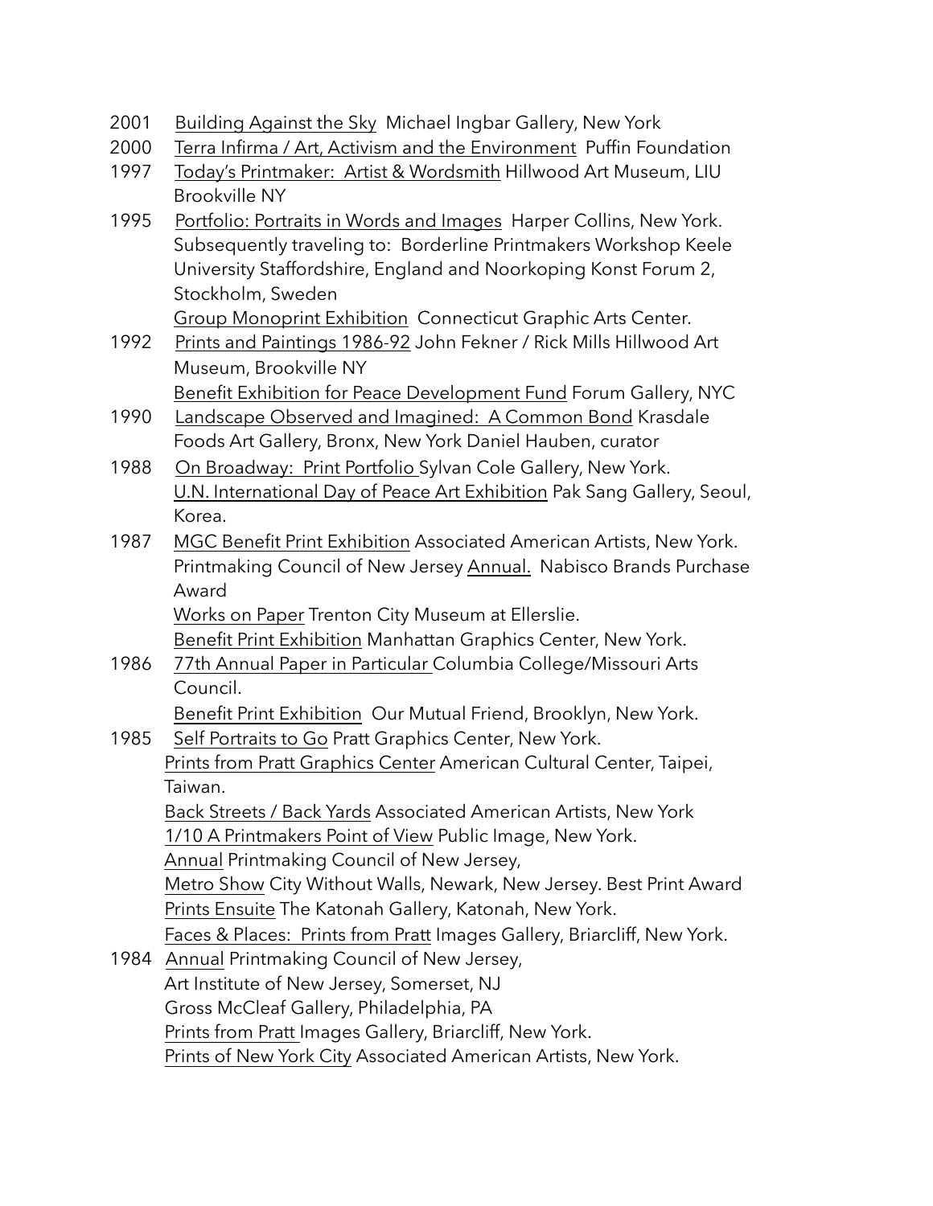2001 <u>Building Against the Sky</u> Michael Ingbar Gallery, New York

2000 <u>Terra Infirma / Art, Activism and the Environment</u> Puffin Foundation

1997 <u>Today's Printmaker: Artist & Wordsmith</u> Hillwood Art Museum, LIU Brookville NY

1995 <u>Portfolio: Portraits in Words and Images</u> Harper Collins, New York. Subsequently traveling to: Borderline Printmakers Workshop Keele University Staffordshire, England and Noorkoping Konst Forum 2, Stockholm, Sweden
<u>Group Monoprint Exhibition</u> Connecticut Graphic Arts Center.

1992 <u>Prints and Paintings 1986-92</u> John Fekner / Rick Mills Hillwood Art Museum, Brookville NY
<u>Benefit Exhibition for Peace Development Fund</u> Forum Gallery, NYC

1990 <u>Landscape Observed and Imagined: A Common Bond</u> Krasdale Foods Art Gallery, Bronx, New York Daniel Hauben, curator

1988 <u>On Broadway: Print Portfolio</u> Sylvan Cole Gallery, New York.
<u>U.N. International Day of Peace Art Exhibition</u> Pak Sang Gallery, Seoul, Korea.

1987 <u>MGC Benefit Print Exhibition</u> Associated American Artists, New York.
Printmaking Council of New Jersey <u>Annual.</u> Nabisco Brands Purchase Award
<u>Works on Paper</u> Trenton City Museum at Ellerslie.
<u>Benefit Print Exhibition</u> Manhattan Graphics Center, New York.

1986 <u>77th Annual Paper in Particular</u> Columbia College/Missouri Arts Council.
<u>Benefit Print Exhibition</u> Our Mutual Friend, Brooklyn, New York.

1985 <u>Self Portraits to Go</u> Pratt Graphics Center, New York.
<u>Prints from Pratt Graphics Center</u> American Cultural Center, Taipei, Taiwan.
<u>Back Streets / Back Yards</u> Associated American Artists, New York
<u>1/10 A Printmakers Point of View</u> Public Image, New York.
<u>Annual</u> Printmaking Council of New Jersey,
<u>Metro Show</u> City Without Walls, Newark, New Jersey. Best Print Award
<u>Prints Ensuite</u> The Katonah Gallery, Katonah, New York.
<u>Faces & Places: Prints from Pratt</u> Images Gallery, Briarcliff, New York.

1984 <u>Annual</u> Printmaking Council of New Jersey,
Art Institute of New Jersey, Somerset, NJ
Gross McCleaf Gallery, Philadelphia, PA
<u>Prints from Pratt</u> Images Gallery, Briarcliff, New York.
<u>Prints of New York City</u> Associated American Artists, New York.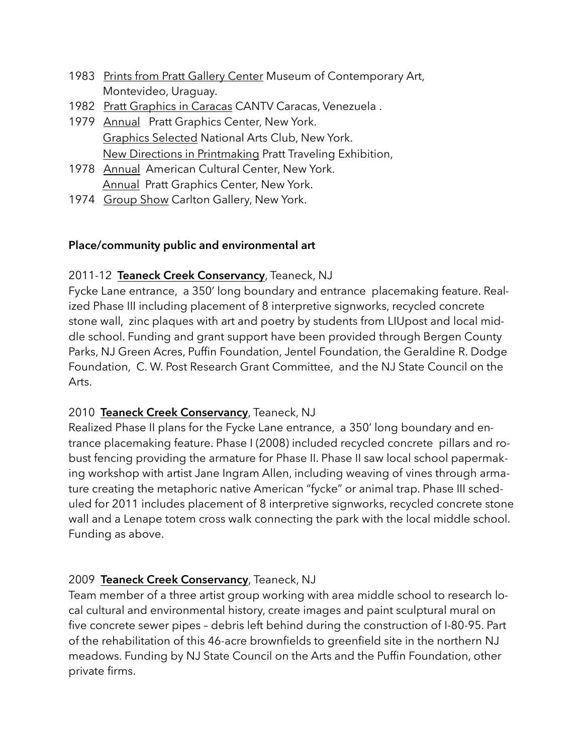1983 Prints from Pratt Gallery Center Museum of Contemporary Art, Montevideo, Uraguay.
1982 Pratt Graphics in Caracas CANTV Caracas, Venezuela .
1979 Annual Pratt Graphics Center, New York.
Graphics Selected National Arts Club, New York.
New Directions in Printmaking Pratt Traveling Exhibition,
1978 Annual American Cultural Center, New York.
Annual Pratt Graphics Center, New York.
1974 Group Show Carlton Gallery, New York.

**Place/community public and environmental art**

2011-12 **Teaneck Creek Conservancy**, Teaneck, NJ
Fycke Lane entrance, a 350' long boundary and entrance placemaking feature. Realized Phase III including placement of 8 interpretive signworks, recycled concrete stone wall, zinc plaques with art and poetry by students from LIUpost and local middle school. Funding and grant support have been provided through Bergen County Parks, NJ Green Acres, Puffin Foundation, Jentel Foundation, the Geraldine R. Dodge Foundation, C. W. Post Research Grant Committee, and the NJ State Council on the Arts.

2010 **Teaneck Creek Conservancy**, Teaneck, NJ
Realized Phase II plans for the Fycke Lane entrance, a 350' long boundary and entrance placemaking feature. Phase I (2008) included recycled concrete pillars and robust fencing providing the armature for Phase II. Phase II saw local school papermaking workshop with artist Jane Ingram Allen, including weaving of vines through armature creating the metaphoric native American "fycke" or animal trap. Phase III scheduled for 2011 includes placement of 8 interpretive signworks, recycled concrete stone wall and a Lenape totem cross walk connecting the park with the local middle school. Funding as above.

2009 **Teaneck Creek Conservancy**, Teaneck, NJ
Team member of a three artist group working with area middle school to research local cultural and environmental history, create images and paint sculptural mural on five concrete sewer pipes – debris left behind during the construction of I-80-95. Part of the rehabilitation of this 46-acre brownfields to greenfield site in the northern NJ meadows. Funding by NJ State Council on the Arts and the Puffin Foundation, other private firms.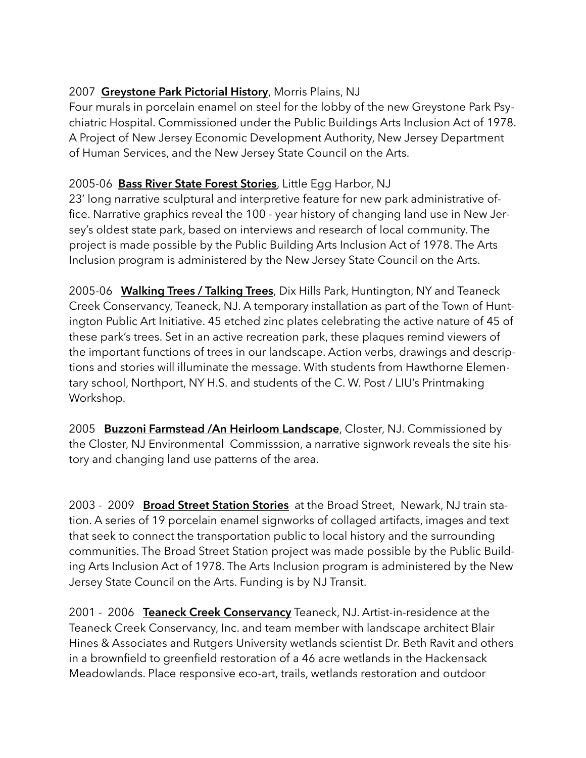2007 **Greystone Park Pictorial History**, Morris Plains, NJ
Four murals in porcelain enamel on steel for the lobby of the new Greystone Park Psychiatric Hospital. Commissioned under the Public Buildings Arts Inclusion Act of 1978. A Project of New Jersey Economic Development Authority, New Jersey Department of Human Services, and the New Jersey State Council on the Arts.

2005-06 **Bass River State Forest Stories**, Little Egg Harbor, NJ
23' long narrative sculptural and interpretive feature for new park administrative office. Narrative graphics reveal the 100 - year history of changing land use in New Jersey's oldest state park, based on interviews and research of local community. The project is made possible by the Public Building Arts Inclusion Act of 1978. The Arts Inclusion program is administered by the New Jersey State Council on the Arts.

2005-06 **Walking Trees / Talking Trees**, Dix Hills Park, Huntington, NY and Teaneck Creek Conservancy, Teaneck, NJ. A temporary installation as part of the Town of Huntington Public Art Initiative. 45 etched zinc plates celebrating the active nature of 45 of these park's trees. Set in an active recreation park, these plaques remind viewers of the important functions of trees in our landscape. Action verbs, drawings and descriptions and stories will illuminate the message. With students from Hawthorne Elementary school, Northport, NY H.S. and students of the C. W. Post / LIU's Printmaking Workshop.

2005 **Buzzoni Farmstead /An Heirloom Landscape**, Closter, NJ. Commissioned by the Closter, NJ Environmental Commisssion, a narrative signwork reveals the site history and changing land use patterns of the area.

2003 - 2009 **Broad Street Station Stories** at the Broad Street, Newark, NJ train station. A series of 19 porcelain enamel signworks of collaged artifacts, images and text that seek to connect the transportation public to local history and the surrounding communities. The Broad Street Station project was made possible by the Public Building Arts Inclusion Act of 1978. The Arts Inclusion program is administered by the New Jersey State Council on the Arts. Funding is by NJ Transit.

2001 - 2006 **Teaneck Creek Conservancy** Teaneck, NJ. Artist-in-residence at the Teaneck Creek Conservancy, Inc. and team member with landscape architect Blair Hines & Associates and Rutgers University wetlands scientist Dr. Beth Ravit and others in a brownfield to greenfield restoration of a 46 acre wetlands in the Hackensack Meadowlands. Place responsive eco-art, trails, wetlands restoration and outdoor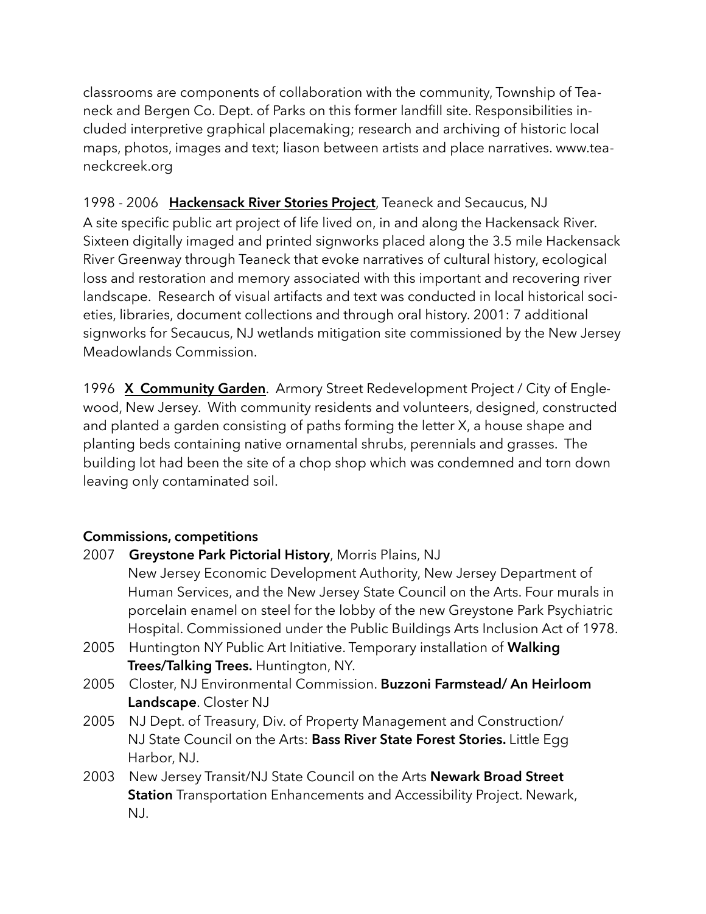classrooms are components of collaboration with the community, Township of Teaneck and Bergen Co. Dept. of Parks on this former landfill site. Responsibilities included interpretive graphical placemaking; research and archiving of historic local maps, photos, images and text; liason between artists and place narratives. www.teaneckcreek.org

1998 - 2006 **Hackensack River Stories Project**, Teaneck and Secaucus, NJ
A site specific public art project of life lived on, in and along the Hackensack River. Sixteen digitally imaged and printed signworks placed along the 3.5 mile Hackensack River Greenway through Teaneck that evoke narratives of cultural history, ecological loss and restoration and memory associated with this important and recovering river landscape. Research of visual artifacts and text was conducted in local historical societies, libraries, document collections and through oral history. 2001: 7 additional signworks for Secaucus, NJ wetlands mitigation site commissioned by the New Jersey Meadowlands Commission.

1996 **X Community Garden**. Armory Street Redevelopment Project / City of Englewood, New Jersey. With community residents and volunteers, designed, constructed and planted a garden consisting of paths forming the letter X, a house shape and planting beds containing native ornamental shrubs, perennials and grasses. The building lot had been the site of a chop shop which was condemned and torn down leaving only contaminated soil.

**Commissions, competitions**

2007 **Greystone Park Pictorial History**, Morris Plains, NJ
New Jersey Economic Development Authority, New Jersey Department of Human Services, and the New Jersey State Council on the Arts. Four murals in porcelain enamel on steel for the lobby of the new Greystone Park Psychiatric Hospital. Commissioned under the Public Buildings Arts Inclusion Act of 1978.

2005 Huntington NY Public Art Initiative. Temporary installation of **Walking Trees/Talking Trees.** Huntington, NY.

2005 Closter, NJ Environmental Commission. **Buzzoni Farmstead/ An Heirloom Landscape**. Closter NJ

2005 NJ Dept. of Treasury, Div. of Property Management and Construction/ NJ State Council on the Arts: **Bass River State Forest Stories.** Little Egg Harbor, NJ.

2003 New Jersey Transit/NJ State Council on the Arts **Newark Broad Street Station** Transportation Enhancements and Accessibility Project. Newark, NJ.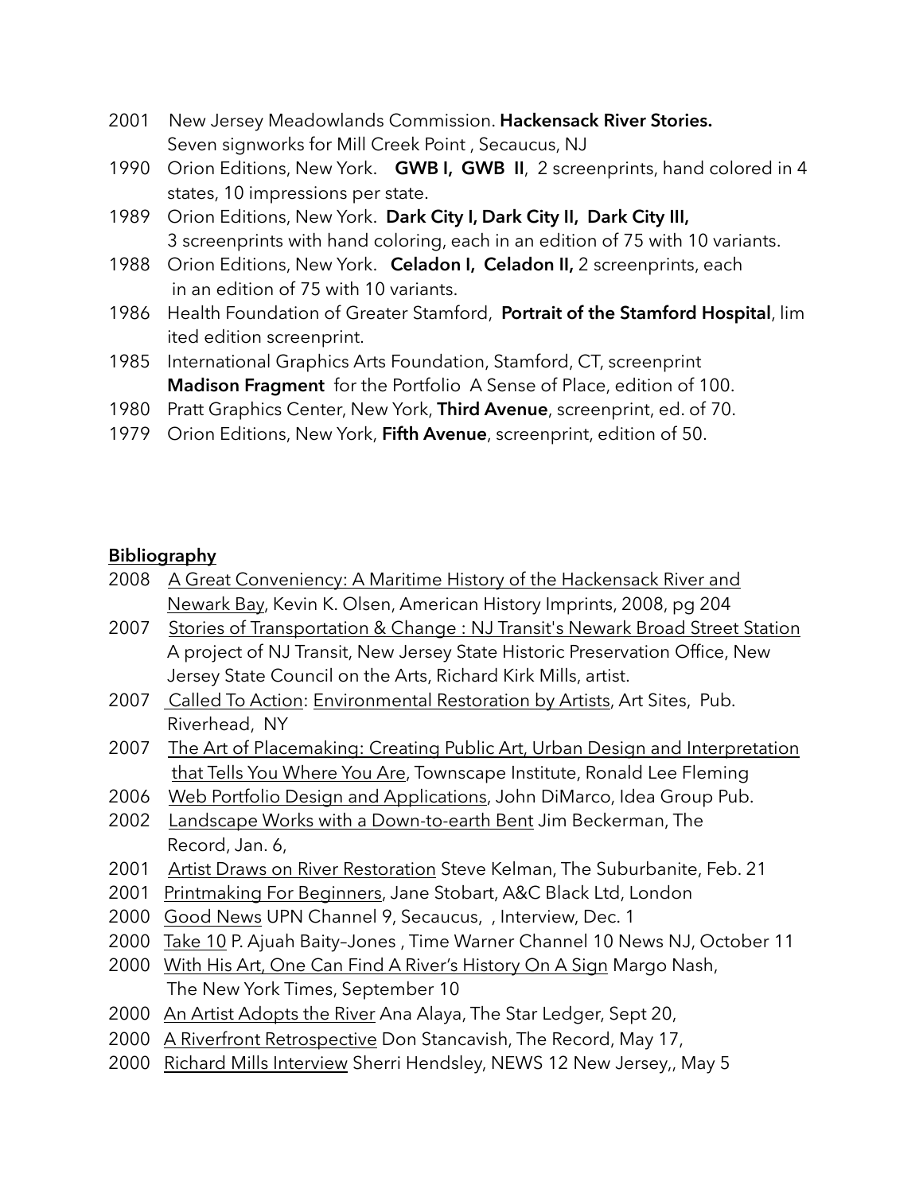2001 New Jersey Meadowlands Commission. **Hackensack River Stories.** Seven signworks for Mill Creek Point , Secaucus, NJ

1990 Orion Editions, New York. **GWB I, GWB II**, 2 screenprints, hand colored in 4 states, 10 impressions per state.

1989 Orion Editions, New York. **Dark City I, Dark City II, Dark City III,** 3 screenprints with hand coloring, each in an edition of 75 with 10 variants.

1988 Orion Editions, New York. **Celadon I, Celadon II,** 2 screenprints, each in an edition of 75 with 10 variants.

1986 Health Foundation of Greater Stamford, **Portrait of the Stamford Hospital**, lim ited edition screenprint.

1985 International Graphics Arts Foundation, Stamford, CT, screenprint **Madison Fragment** for the Portfolio A Sense of Place, edition of 100.

1980 Pratt Graphics Center, New York, **Third Avenue**, screenprint, ed. of 70.

1979 Orion Editions, New York, **Fifth Avenue**, screenprint, edition of 50.

**Bibliography**

2008 A Great Conveniency: A Maritime History of the Hackensack River and Newark Bay, Kevin K. Olsen, American History Imprints, 2008, pg 204

2007 Stories of Transportation & Change : NJ Transit's Newark Broad Street Station A project of NJ Transit, New Jersey State Historic Preservation Office, New Jersey State Council on the Arts, Richard Kirk Mills, artist.

2007 Called To Action: Environmental Restoration by Artists, Art Sites, Pub. Riverhead, NY

2007 The Art of Placemaking: Creating Public Art, Urban Design and Interpretation that Tells You Where You Are, Townscape Institute, Ronald Lee Fleming

2006 Web Portfolio Design and Applications, John DiMarco, Idea Group Pub.

2002 Landscape Works with a Down-to-earth Bent Jim Beckerman, The Record, Jan. 6,

2001 Artist Draws on River Restoration Steve Kelman, The Suburbanite, Feb. 21

2001 Printmaking For Beginners, Jane Stobart, A&C Black Ltd, London

2000 Good News UPN Channel 9, Secaucus, , Interview, Dec. 1

2000 Take 10 P. Ajuah Baity–Jones , Time Warner Channel 10 News NJ, October 11

2000 With His Art, One Can Find A River's History On A Sign Margo Nash, The New York Times, September 10

2000 An Artist Adopts the River Ana Alaya, The Star Ledger, Sept 20,

2000 A Riverfront Retrospective Don Stancavish, The Record, May 17,

2000 Richard Mills Interview Sherri Hendsley, NEWS 12 New Jersey,, May 5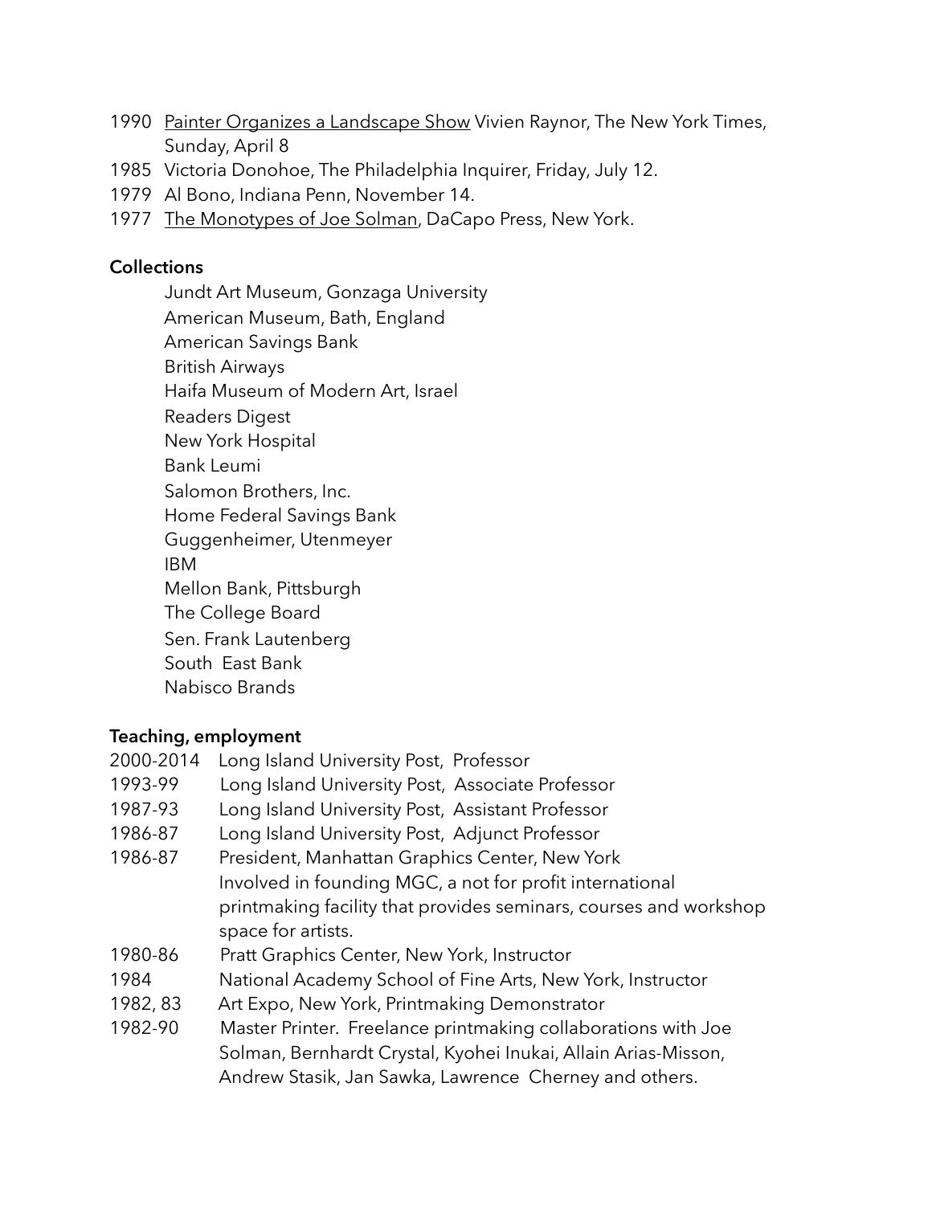- 1990 <u>Painter Organizes a Landscape Show</u> Vivien Raynor, The New York Times, Sunday, April 8
- 1985 Victoria Donohoe, The Philadelphia Inquirer, Friday, July 12.
- 1979 Al Bono, Indiana Penn, November 14.
- 1977 <u>The Monotypes of Joe Solman</u>, DaCapo Press, New York.

**Collections**

Jundt Art Museum, Gonzaga University
American Museum, Bath, England
American Savings Bank
British Airways
Haifa Museum of Modern Art, Israel
Readers Digest
New York Hospital
Bank Leumi
Salomon Brothers, Inc.
Home Federal Savings Bank
Guggenheimer, Utenmeyer
IBM
Mellon Bank, Pittsburgh
The College Board
Sen. Frank Lautenberg
South East Bank
Nabisco Brands

**Teaching, employment**

- 2000-2014 Long Island University Post, Professor
- 1993-99 Long Island University Post, Associate Professor
- 1987-93 Long Island University Post, Assistant Professor
- 1986-87 Long Island University Post, Adjunct Professor
- 1986-87 President, Manhattan Graphics Center, New York
  Involved in founding MGC, a not for profit international printmaking facility that provides seminars, courses and workshop space for artists.
- 1980-86 Pratt Graphics Center, New York, Instructor
- 1984 National Academy School of Fine Arts, New York, Instructor
- 1982, 83 Art Expo, New York, Printmaking Demonstrator
- 1982-90 Master Printer. Freelance printmaking collaborations with Joe Solman, Bernhardt Crystal, Kyohei Inukai, Allain Arias-Misson, Andrew Stasik, Jan Sawka, Lawrence Cherney and others.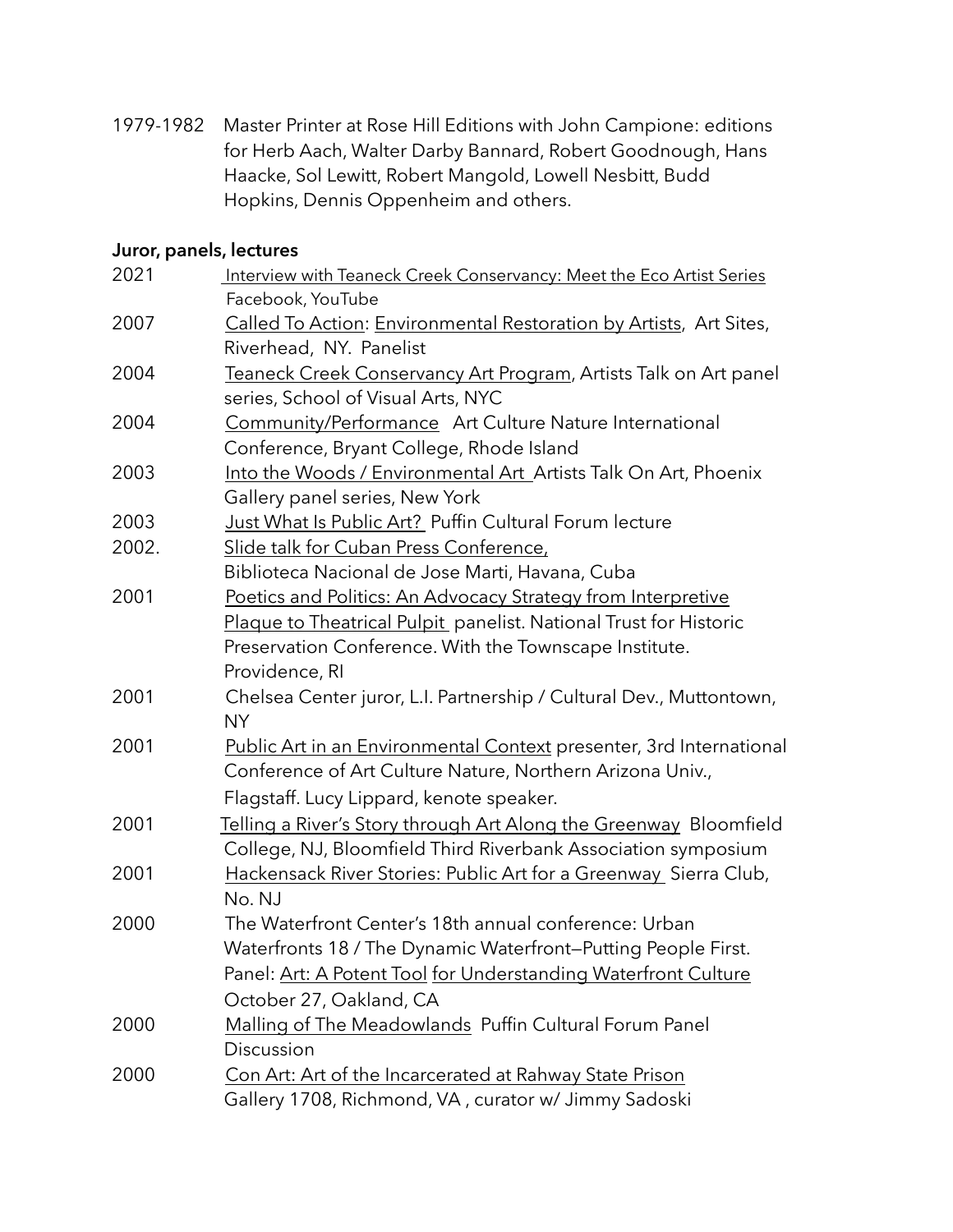1979-1982 Master Printer at Rose Hill Editions with John Campione: editions for Herb Aach, Walter Darby Bannard, Robert Goodnough, Hans Haacke, Sol Lewitt, Robert Mangold, Lowell Nesbitt, Budd Hopkins, Dennis Oppenheim and others.

**Juror, panels, lectures**

2021 Interview with Teaneck Creek Conservancy: Meet the Eco Artist Series Facebook, YouTube

2007 Called To Action: Environmental Restoration by Artists, Art Sites, Riverhead, NY. Panelist

2004 Teaneck Creek Conservancy Art Program, Artists Talk on Art panel series, School of Visual Arts, NYC

2004 Community/Performance Art Culture Nature International Conference, Bryant College, Rhode Island

2003 Into the Woods / Environmental Art Artists Talk On Art, Phoenix Gallery panel series, New York

2003 Just What Is Public Art? Puffin Cultural Forum lecture

2002. Slide talk for Cuban Press Conference, Biblioteca Nacional de Jose Marti, Havana, Cuba

2001 Poetics and Politics: An Advocacy Strategy from Interpretive Plaque to Theatrical Pulpit panelist. National Trust for Historic Preservation Conference. With the Townscape Institute. Providence, RI

2001 Chelsea Center juror, L.I. Partnership / Cultural Dev., Muttontown, NY

2001 Public Art in an Environmental Context presenter, 3rd International Conference of Art Culture Nature, Northern Arizona Univ., Flagstaff. Lucy Lippard, kenote speaker.

2001 Telling a River's Story through Art Along the Greenway Bloomfield College, NJ, Bloomfield Third Riverbank Association symposium

2001 Hackensack River Stories: Public Art for a Greenway Sierra Club, No. NJ

2000 The Waterfront Center's 18th annual conference: Urban Waterfronts 18 / The Dynamic Waterfront—Putting People First. Panel: Art: A Potent Tool for Understanding Waterfront Culture October 27, Oakland, CA

2000 Malling of The Meadowlands Puffin Cultural Forum Panel Discussion

2000 Con Art: Art of the Incarcerated at Rahway State Prison Gallery 1708, Richmond, VA , curator w/ Jimmy Sadoski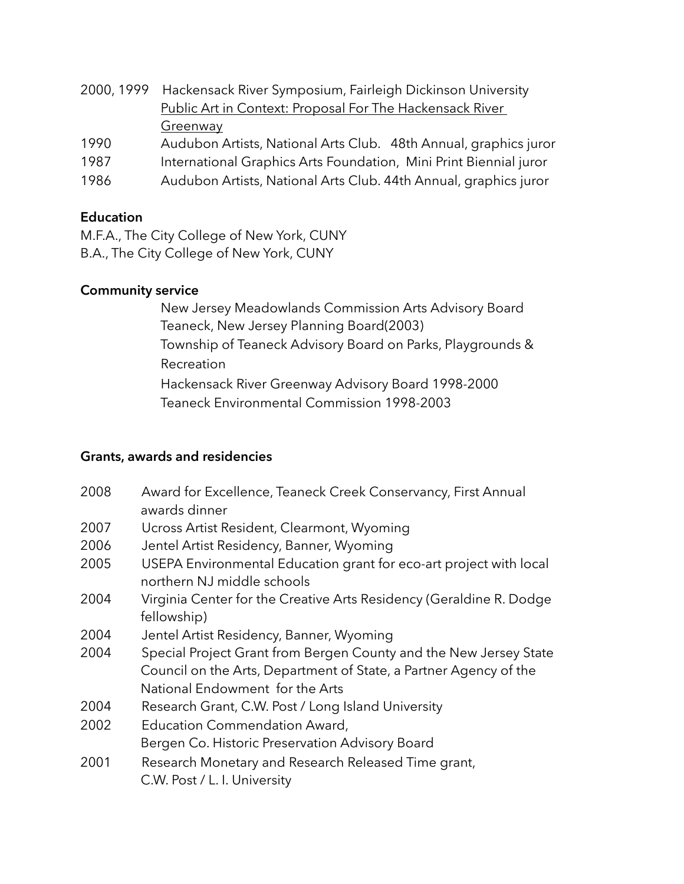2000, 1999 Hackensack River Symposium, Fairleigh Dickinson University
Public Art in Context: Proposal For The Hackensack River Greenway

1990 Audubon Artists, National Arts Club. 48th Annual, graphics juror

1987 International Graphics Arts Foundation, Mini Print Biennial juror

1986 Audubon Artists, National Arts Club. 44th Annual, graphics juror

**Education**

M.F.A., The City College of New York, CUNY
B.A., The City College of New York, CUNY

**Community service**

New Jersey Meadowlands Commission Arts Advisory Board
Teaneck, New Jersey Planning Board(2003)
Township of Teaneck Advisory Board on Parks, Playgrounds & Recreation
Hackensack River Greenway Advisory Board 1998-2000
Teaneck Environmental Commission 1998-2003

**Grants, awards and residencies**

2008 Award for Excellence, Teaneck Creek Conservancy, First Annual awards dinner

2007 Ucross Artist Resident, Clearmont, Wyoming

2006 Jentel Artist Residency, Banner, Wyoming

2005 USEPA Environmental Education grant for eco-art project with local northern NJ middle schools

2004 Virginia Center for the Creative Arts Residency (Geraldine R. Dodge fellowship)

2004 Jentel Artist Residency, Banner, Wyoming

2004 Special Project Grant from Bergen County and the New Jersey State Council on the Arts, Department of State, a Partner Agency of the National Endowment for the Arts

2004 Research Grant, C.W. Post / Long Island University

2002 Education Commendation Award,
Bergen Co. Historic Preservation Advisory Board

2001 Research Monetary and Research Released Time grant,
C.W. Post / L. I. University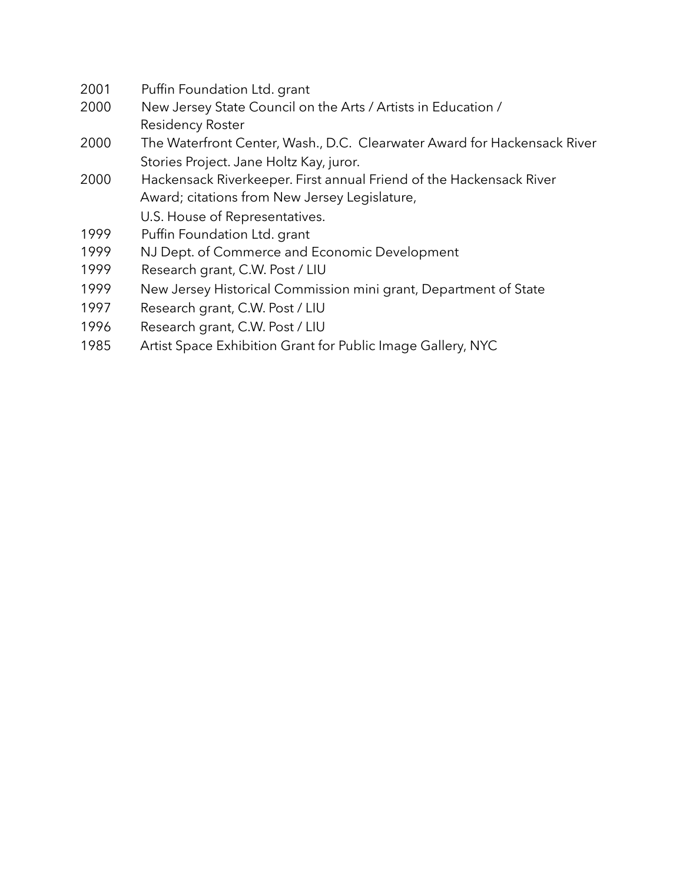2001 Puffin Foundation Ltd. grant

2000 New Jersey State Council on the Arts / Artists in Education / Residency Roster

2000 The Waterfront Center, Wash., D.C. Clearwater Award for Hackensack River Stories Project. Jane Holtz Kay, juror.

2000 Hackensack Riverkeeper. First annual Friend of the Hackensack River Award; citations from New Jersey Legislature, U.S. House of Representatives.

1999 Puffin Foundation Ltd. grant

1999 NJ Dept. of Commerce and Economic Development

1999 Research grant, C.W. Post / LIU

1999 New Jersey Historical Commission mini grant, Department of State

1997 Research grant, C.W. Post / LIU

1996 Research grant, C.W. Post / LIU

1985 Artist Space Exhibition Grant for Public Image Gallery, NYC